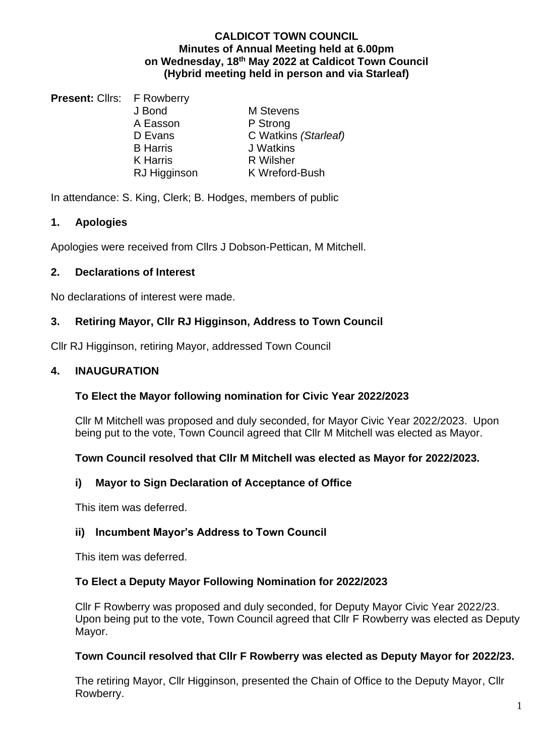**CALDICOT TOWN COUNCIL**
**Minutes of Annual Meeting held at 6.00pm**
**on Wednesday, 18th May 2022 at Caldicot Town Council**
**(Hybrid meeting held in person and via Starleaf)**

**Present:** Cllrs: F Rowberry
J Bond
A Easson
D Evans
B Harris
K Harris
RJ Higginson
M Stevens
P Strong
C Watkins *(Starleaf)*
J Watkins
R Wilsher
K Wreford-Bush

In attendance: S. King, Clerk; B. Hodges, members of public

## 1. Apologies

Apologies were received from Cllrs J Dobson-Pettican, M Mitchell.

## 2. Declarations of Interest

No declarations of interest were made.

## 3. Retiring Mayor, Cllr RJ Higginson, Address to Town Council

Cllr RJ Higginson, retiring Mayor, addressed Town Council

## 4. INAUGURATION

### To Elect the Mayor following nomination for Civic Year 2022/2023

Cllr M Mitchell was proposed and duly seconded, for Mayor Civic Year 2022/2023. Upon being put to the vote, Town Council agreed that Cllr M Mitchell was elected as Mayor.

**Town Council resolved that Cllr M Mitchell was elected as Mayor for 2022/2023.**

### i) Mayor to Sign Declaration of Acceptance of Office

This item was deferred.

### ii) Incumbent Mayor's Address to Town Council

This item was deferred.

### To Elect a Deputy Mayor Following Nomination for 2022/2023

Cllr F Rowberry was proposed and duly seconded, for Deputy Mayor Civic Year 2022/23. Upon being put to the vote, Town Council agreed that Cllr F Rowberry was elected as Deputy Mayor.

**Town Council resolved that Cllr F Rowberry was elected as Deputy Mayor for 2022/23.**

The retiring Mayor, Cllr Higginson, presented the Chain of Office to the Deputy Mayor, Cllr Rowberry.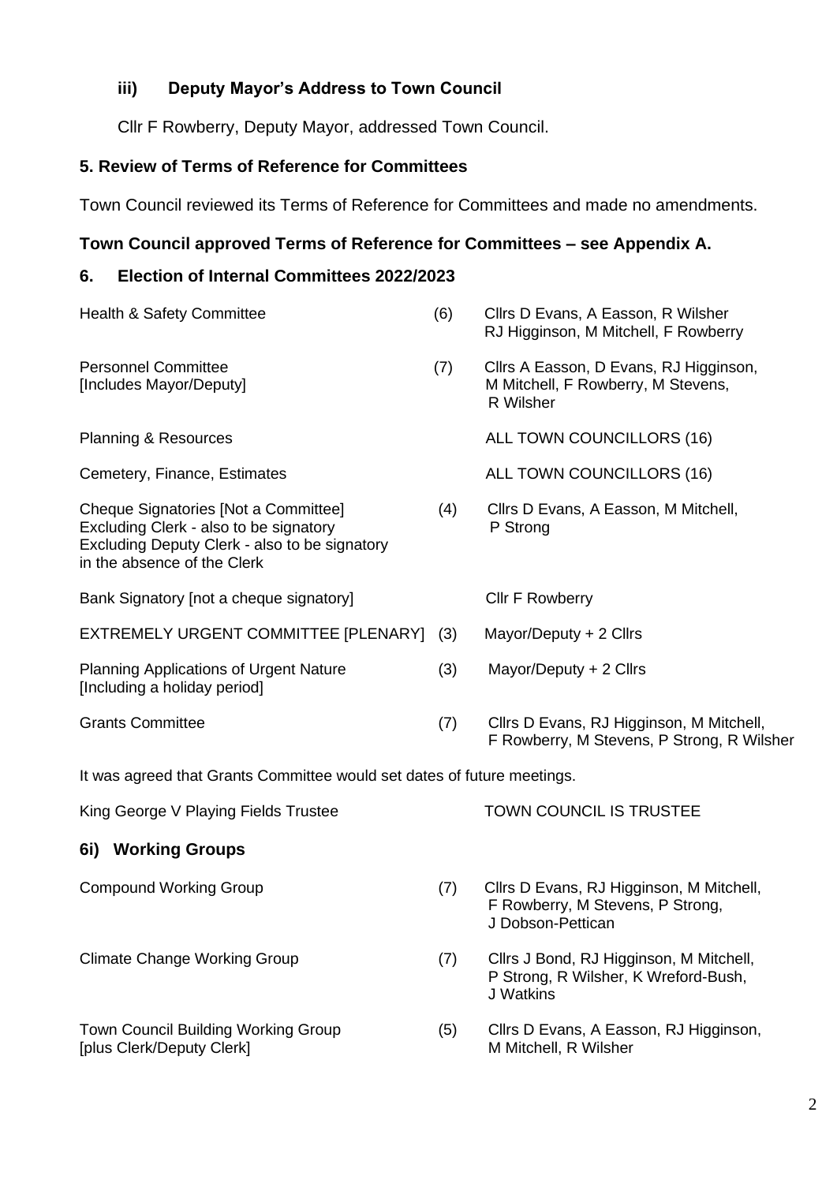### iii) Deputy Mayor's Address to Town Council

Cllr F Rowberry, Deputy Mayor, addressed Town Council.

## 5. Review of Terms of Reference for Committees

Town Council reviewed its Terms of Reference for Committees and made no amendments.

**Town Council approved Terms of Reference for Committees – see Appendix A.**

## 6. Election of Internal Committees 2022/2023

| | | |
|---|---|---|
| Health & Safety Committee | (6) | Cllrs D Evans, A Easson, R Wilsher RJ Higginson, M Mitchell, F Rowberry |
| Personnel Committee [Includes Mayor/Deputy] | (7) | Cllrs A Easson, D Evans, RJ Higginson, M Mitchell, F Rowberry, M Stevens, R Wilsher |
| Planning & Resources | | ALL TOWN COUNCILLORS (16) |
| Cemetery, Finance, Estimates | | ALL TOWN COUNCILLORS (16) |
| Cheque Signatories [Not a Committee] Excluding Clerk - also to be signatory Excluding Deputy Clerk - also to be signatory in the absence of the Clerk | (4) | Cllrs D Evans, A Easson, M Mitchell, P Strong |
| Bank Signatory [not a cheque signatory] | | Cllr F Rowberry |
| EXTREMELY URGENT COMMITTEE [PLENARY] | (3) | Mayor/Deputy + 2 Cllrs |
| Planning Applications of Urgent Nature [Including a holiday period] | (3) | Mayor/Deputy + 2 Cllrs |
| Grants Committee | (7) | Cllrs D Evans, RJ Higginson, M Mitchell, F Rowberry, M Stevens, P Strong, R Wilsher |

It was agreed that Grants Committee would set dates of future meetings.

| | | |
|---|---|---|
| King George V Playing Fields Trustee | | TOWN COUNCIL IS TRUSTEE |

### 6i) Working Groups

| | | |
|---|---|---|
| Compound Working Group | (7) | Cllrs D Evans, RJ Higginson, M Mitchell, F Rowberry, M Stevens, P Strong, J Dobson-Pettican |
| Climate Change Working Group | (7) | Cllrs J Bond, RJ Higginson, M Mitchell, P Strong, R Wilsher, K Wreford-Bush, J Watkins |
| Town Council Building Working Group [plus Clerk/Deputy Clerk] | (5) | Cllrs D Evans, A Easson, RJ Higginson, M Mitchell, R Wilsher |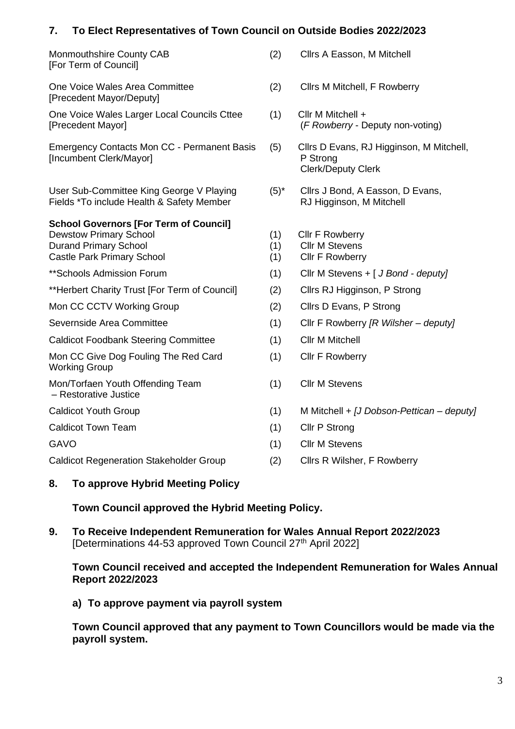## 7. To Elect Representatives of Town Council on Outside Bodies 2022/2023

| | | |
|---|---|---|
| Monmouthshire County CAB [For Term of Council] | (2) | Cllrs A Easson, M Mitchell |
| One Voice Wales Area Committee [Precedent Mayor/Deputy] | (2) | Cllrs M Mitchell, F Rowberry |
| One Voice Wales Larger Local Councils Cttee [Precedent Mayor] | (1) | Cllr M Mitchell + (*F Rowberry* - Deputy non-voting) |
| Emergency Contacts Mon CC - Permanent Basis [Incumbent Clerk/Mayor] | (5) | Cllrs D Evans, RJ Higginson, M Mitchell, P Strong Clerk/Deputy Clerk |
| User Sub-Committee King George V Playing Fields *To include Health & Safety Member | (5)* | Cllrs J Bond, A Easson, D Evans, RJ Higginson, M Mitchell |
| **School Governors [For Term of Council]** | | |
| Dewstow Primary School | (1) | Cllr F Rowberry |
| Durand Primary School | (1) | Cllr M Stevens |
| Castle Park Primary School | (1) | Cllr F Rowberry |
| **Schools Admission Forum | (1) | Cllr M Stevens + [ *J Bond - deputy]* |
| **Herbert Charity Trust [For Term of Council] | (2) | Cllrs RJ Higginson, P Strong |
| Mon CC CCTV Working Group | (2) | Cllrs D Evans, P Strong |
| Severnside Area Committee | (1) | Cllr F Rowberry *[R Wilsher – deputy]* |
| Caldicot Foodbank Steering Committee | (1) | Cllr M Mitchell |
| Mon CC Give Dog Fouling The Red Card Working Group | (1) | Cllr F Rowberry |
| Mon/Torfaen Youth Offending Team – Restorative Justice | (1) | Cllr M Stevens |
| Caldicot Youth Group | (1) | M Mitchell + *[J Dobson-Pettican – deputy]* |
| Caldicot Town Team | (1) | Cllr P Strong |
| GAVO | (1) | Cllr M Stevens |
| Caldicot Regeneration Stakeholder Group | (2) | Cllrs R Wilsher, F Rowberry |

## 8. To approve Hybrid Meeting Policy

**Town Council approved the Hybrid Meeting Policy.**

## 9. To Receive Independent Remuneration for Wales Annual Report 2022/2023

[Determinations 44-53 approved Town Council 27th April 2022]

**Town Council received and accepted the Independent Remuneration for Wales Annual Report 2022/2023**

**a) To approve payment via payroll system**

**Town Council approved that any payment to Town Councillors would be made via the payroll system.**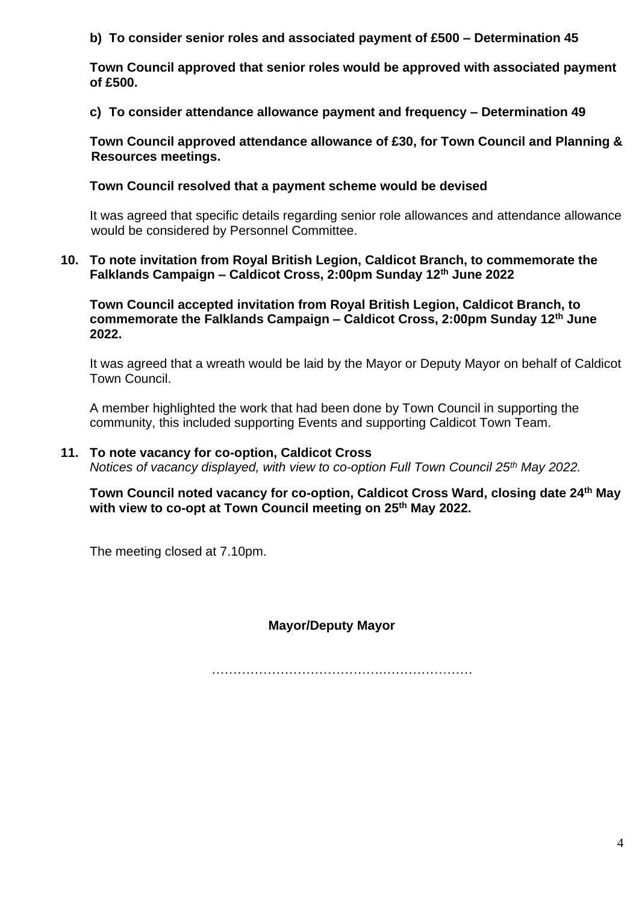**b) To consider senior roles and associated payment of £500 – Determination 45**

**Town Council approved that senior roles would be approved with associated payment of £500.**

**c) To consider attendance allowance payment and frequency – Determination 49**

**Town Council approved attendance allowance of £30, for Town Council and Planning & Resources meetings.**

**Town Council resolved that a payment scheme would be devised**

It was agreed that specific details regarding senior role allowances and attendance allowance would be considered by Personnel Committee.

**10. To note invitation from Royal British Legion, Caldicot Branch, to commemorate the Falklands Campaign – Caldicot Cross, 2:00pm Sunday 12th June 2022**

**Town Council accepted invitation from Royal British Legion, Caldicot Branch, to commemorate the Falklands Campaign – Caldicot Cross, 2:00pm Sunday 12th June 2022.**

It was agreed that a wreath would be laid by the Mayor or Deputy Mayor on behalf of Caldicot Town Council.

A member highlighted the work that had been done by Town Council in supporting the community, this included supporting Events and supporting Caldicot Town Team.

**11. To note vacancy for co-option, Caldicot Cross**
*Notices of vacancy displayed, with view to co-option Full Town Council 25th May 2022.*

**Town Council noted vacancy for co-option, Caldicot Cross Ward, closing date 24th May with view to co-opt at Town Council meeting on 25th May 2022.**

The meeting closed at 7.10pm.

**Mayor/Deputy Mayor**

……………………………………………………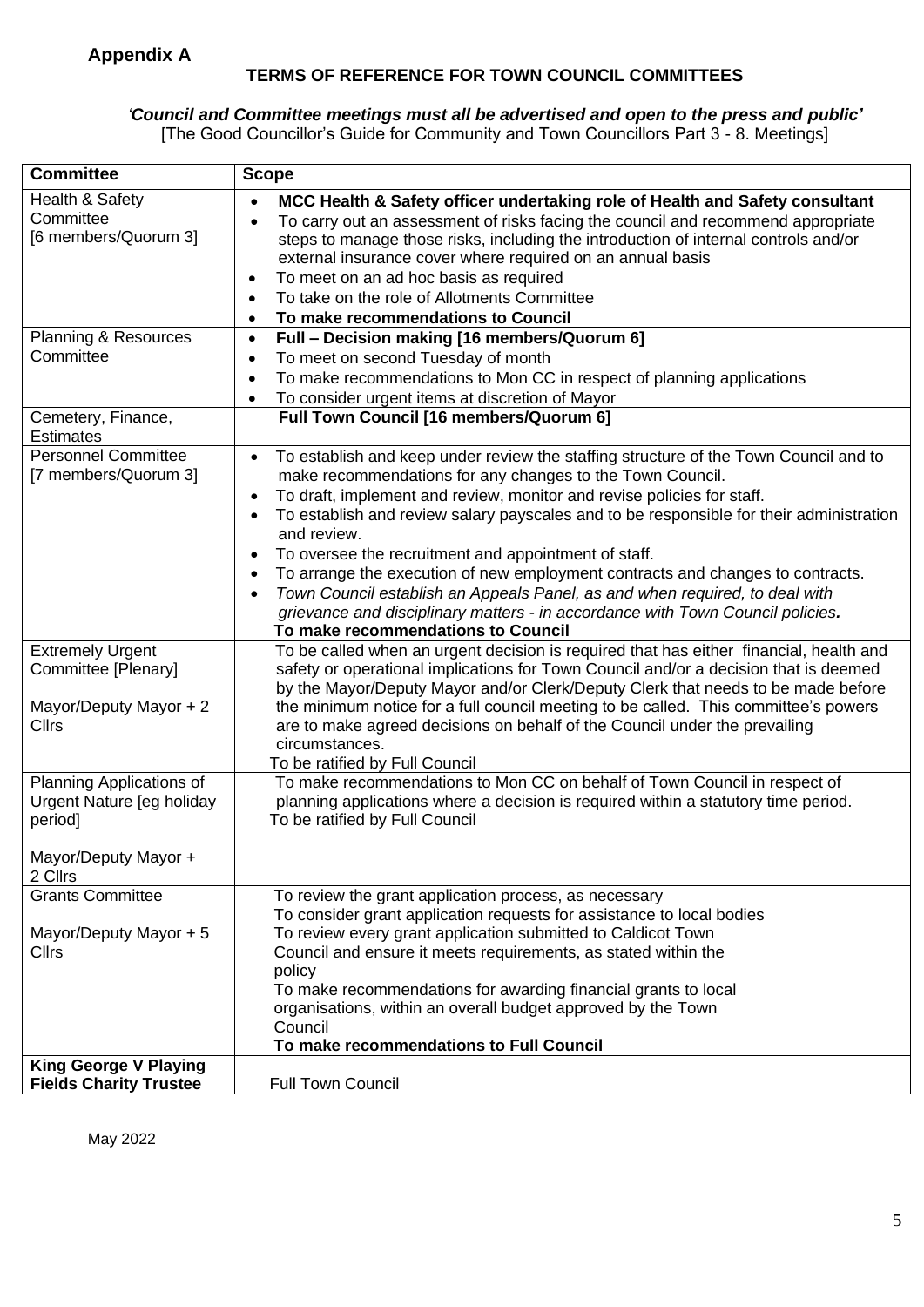## Appendix A

### TERMS OF REFERENCE FOR TOWN COUNCIL COMMITTEES

*'Council and Committee meetings must all be advertised and open to the press and public'*
[The Good Councillor's Guide for Community and Town Councillors Part 3 - 8. Meetings]

| Committee | Scope |
|---|---|
| Health & Safety Committee [6 members/Quorum 3] | • **MCC Health & Safety officer undertaking role of Health and Safety consultant**<br>• To carry out an assessment of risks facing the council and recommend appropriate steps to manage those risks, including the introduction of internal controls and/or external insurance cover where required on an annual basis<br>• To meet on an ad hoc basis as required<br>• To take on the role of Allotments Committee<br>• **To make recommendations to Council** |
| Planning & Resources Committee | • **Full – Decision making [16 members/Quorum 6]**<br>• To meet on second Tuesday of month<br>• To make recommendations to Mon CC in respect of planning applications<br>• To consider urgent items at discretion of Mayor |
| Cemetery, Finance, Estimates | **Full Town Council [16 members/Quorum 6]** |
| Personnel Committee [7 members/Quorum 3] | • To establish and keep under review the staffing structure of the Town Council and to make recommendations for any changes to the Town Council.<br>• To draft, implement and review, monitor and revise policies for staff.<br>• To establish and review salary payscales and to be responsible for their administration and review.<br>• To oversee the recruitment and appointment of staff.<br>• To arrange the execution of new employment contracts and changes to contracts.<br>• *Town Council establish an Appeals Panel, as and when required, to deal with grievance and disciplinary matters - in accordance with Town Council policies.*<br>**To make recommendations to Council** |
| Extremely Urgent Committee [Plenary]<br><br>Mayor/Deputy Mayor + 2 Cllrs | To be called when an urgent decision is required that has either financial, health and safety or operational implications for Town Council and/or a decision that is deemed by the Mayor/Deputy Mayor and/or Clerk/Deputy Clerk that needs to be made before the minimum notice for a full council meeting to be called. This committee's powers are to make agreed decisions on behalf of the Council under the prevailing circumstances.<br>To be ratified by Full Council |
| Planning Applications of Urgent Nature [eg holiday period]<br><br>Mayor/Deputy Mayor + 2 Cllrs | To make recommendations to Mon CC on behalf of Town Council in respect of planning applications where a decision is required within a statutory time period.<br>To be ratified by Full Council |
| Grants Committee<br><br>Mayor/Deputy Mayor + 5 Cllrs | To review the grant application process, as necessary<br>To consider grant application requests for assistance to local bodies<br>To review every grant application submitted to Caldicot Town Council and ensure it meets requirements, as stated within the policy<br>To make recommendations for awarding financial grants to local organisations, within an overall budget approved by the Town Council<br>**To make recommendations to Full Council** |
| **King George V Playing Fields Charity Trustee** | Full Town Council |

May 2022